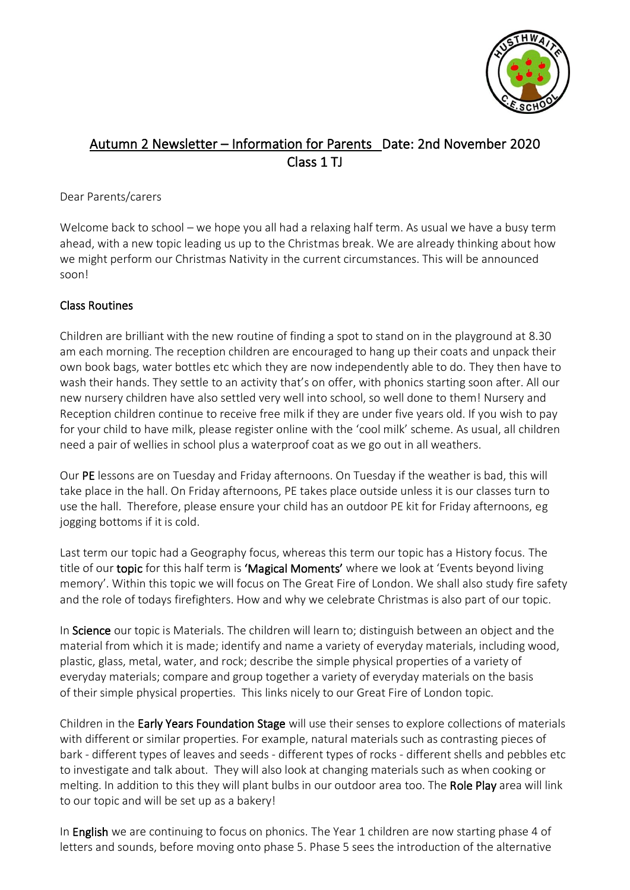## Autumn 2 Newsletter – Information for Parents Date: 2nd November 2020
## Class 1 TJ

Dear Parents/carers

Welcome back to school – we hope you all had a relaxing half term. As usual we have a busy term ahead, with a new topic leading us up to the Christmas break. We are already thinking about how we might perform our Christmas Nativity in the current circumstances. This will be announced soon!

### Class Routines

Children are brilliant with the new routine of finding a spot to stand on in the playground at 8.30 am each morning. The reception children are encouraged to hang up their coats and unpack their own book bags, water bottles etc which they are now independently able to do. They then have to wash their hands. They settle to an activity that's on offer, with phonics starting soon after. All our new nursery children have also settled very well into school, so well done to them! Nursery and Reception children continue to receive free milk if they are under five years old. If you wish to pay for your child to have milk, please register online with the 'cool milk' scheme. As usual, all children need a pair of wellies in school plus a waterproof coat as we go out in all weathers.

Our PE lessons are on Tuesday and Friday afternoons. On Tuesday if the weather is bad, this will take place in the hall. On Friday afternoons, PE takes place outside unless it is our classes turn to use the hall. Therefore, please ensure your child has an outdoor PE kit for Friday afternoons, eg jogging bottoms if it is cold.

Last term our topic had a Geography focus, whereas this term our topic has a History focus. The title of our topic for this half term is **'Magical Moments'** where we look at 'Events beyond living memory'. Within this topic we will focus on The Great Fire of London. We shall also study fire safety and the role of todays firefighters. How and why we celebrate Christmas is also part of our topic.

In **Science** our topic is Materials. The children will learn to; distinguish between an object and the material from which it is made; identify and name a variety of everyday materials, including wood, plastic, glass, metal, water, and rock; describe the simple physical properties of a variety of everyday materials; compare and group together a variety of everyday materials on the basis of their simple physical properties. This links nicely to our Great Fire of London topic.

Children in the **Early Years Foundation Stage** will use their senses to explore collections of materials with different or similar properties. For example, natural materials such as contrasting pieces of bark - different types of leaves and seeds - different types of rocks - different shells and pebbles etc to investigate and talk about. They will also look at changing materials such as when cooking or melting. In addition to this they will plant bulbs in our outdoor area too. The **Role Play** area will link to our topic and will be set up as a bakery!

In **English** we are continuing to focus on phonics. The Year 1 children are now starting phase 4 of letters and sounds, before moving onto phase 5. Phase 5 sees the introduction of the alternative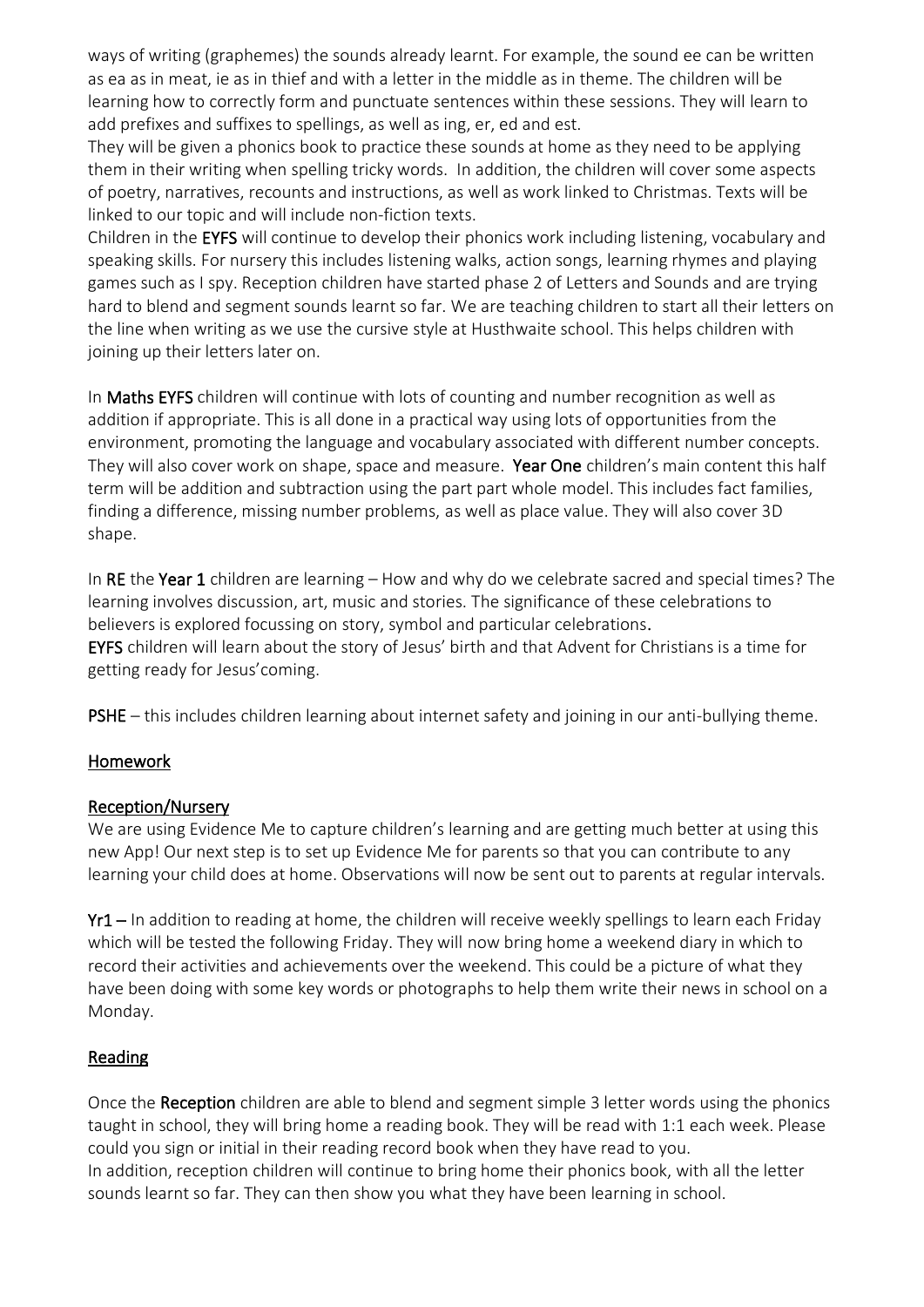ways of writing (graphemes) the sounds already learnt. For example, the sound ee can be written as ea as in meat, ie as in thief and with a letter in the middle as in theme. The children will be learning how to correctly form and punctuate sentences within these sessions. They will learn to add prefixes and suffixes to spellings, as well as ing, er, ed and est.

They will be given a phonics book to practice these sounds at home as they need to be applying them in their writing when spelling tricky words. In addition, the children will cover some aspects of poetry, narratives, recounts and instructions, as well as work linked to Christmas. Texts will be linked to our topic and will include non-fiction texts.

Children in the **EYFS** will continue to develop their phonics work including listening, vocabulary and speaking skills. For nursery this includes listening walks, action songs, learning rhymes and playing games such as I spy. Reception children have started phase 2 of Letters and Sounds and are trying hard to blend and segment sounds learnt so far. We are teaching children to start all their letters on the line when writing as we use the cursive style at Husthwaite school. This helps children with joining up their letters later on.

In **Maths EYFS** children will continue with lots of counting and number recognition as well as addition if appropriate. This is all done in a practical way using lots of opportunities from the environment, promoting the language and vocabulary associated with different number concepts. They will also cover work on shape, space and measure. **Year One** children's main content this half term will be addition and subtraction using the part part whole model. This includes fact families, finding a difference, missing number problems, as well as place value. They will also cover 3D shape.

In **RE** the **Year 1** children are learning – How and why do we celebrate sacred and special times? The learning involves discussion, art, music and stories. The significance of these celebrations to believers is explored focussing on story, symbol and particular celebrations.

**EYFS** children will learn about the story of Jesus' birth and that Advent for Christians is a time for getting ready for Jesus'coming.

**PSHE** – this includes children learning about internet safety and joining in our anti-bullying theme.

## Homework

### Reception/Nursery

We are using Evidence Me to capture children's learning and are getting much better at using this new App! Our next step is to set up Evidence Me for parents so that you can contribute to any learning your child does at home. Observations will now be sent out to parents at regular intervals.

**Yr1 –** In addition to reading at home, the children will receive weekly spellings to learn each Friday which will be tested the following Friday. They will now bring home a weekend diary in which to record their activities and achievements over the weekend. This could be a picture of what they have been doing with some key words or photographs to help them write their news in school on a Monday.

## Reading

Once the **Reception** children are able to blend and segment simple 3 letter words using the phonics taught in school, they will bring home a reading book. They will be read with 1:1 each week. Please could you sign or initial in their reading record book when they have read to you.

In addition, reception children will continue to bring home their phonics book, with all the letter sounds learnt so far. They can then show you what they have been learning in school.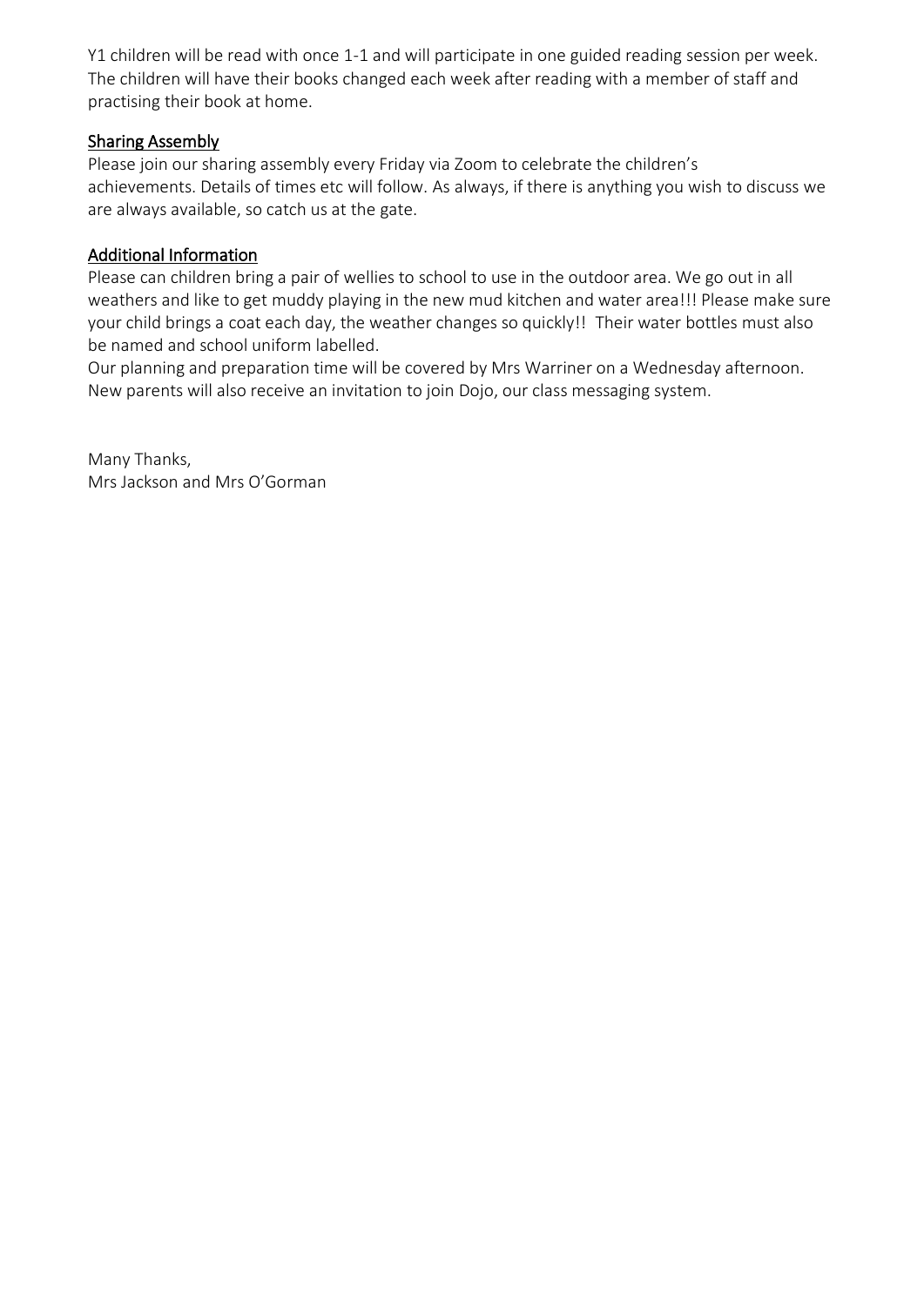Y1 children will be read with once 1-1 and will participate in one guided reading session per week. The children will have their books changed each week after reading with a member of staff and practising their book at home.

## Sharing Assembly

Please join our sharing assembly every Friday via Zoom to celebrate the children's achievements. Details of times etc will follow. As always, if there is anything you wish to discuss we are always available, so catch us at the gate.

## Additional Information

Please can children bring a pair of wellies to school to use in the outdoor area. We go out in all weathers and like to get muddy playing in the new mud kitchen and water area!!! Please make sure your child brings a coat each day, the weather changes so quickly!! Their water bottles must also be named and school uniform labelled.

Our planning and preparation time will be covered by Mrs Warriner on a Wednesday afternoon.

New parents will also receive an invitation to join Dojo, our class messaging system.

Many Thanks,
Mrs Jackson and Mrs O'Gorman